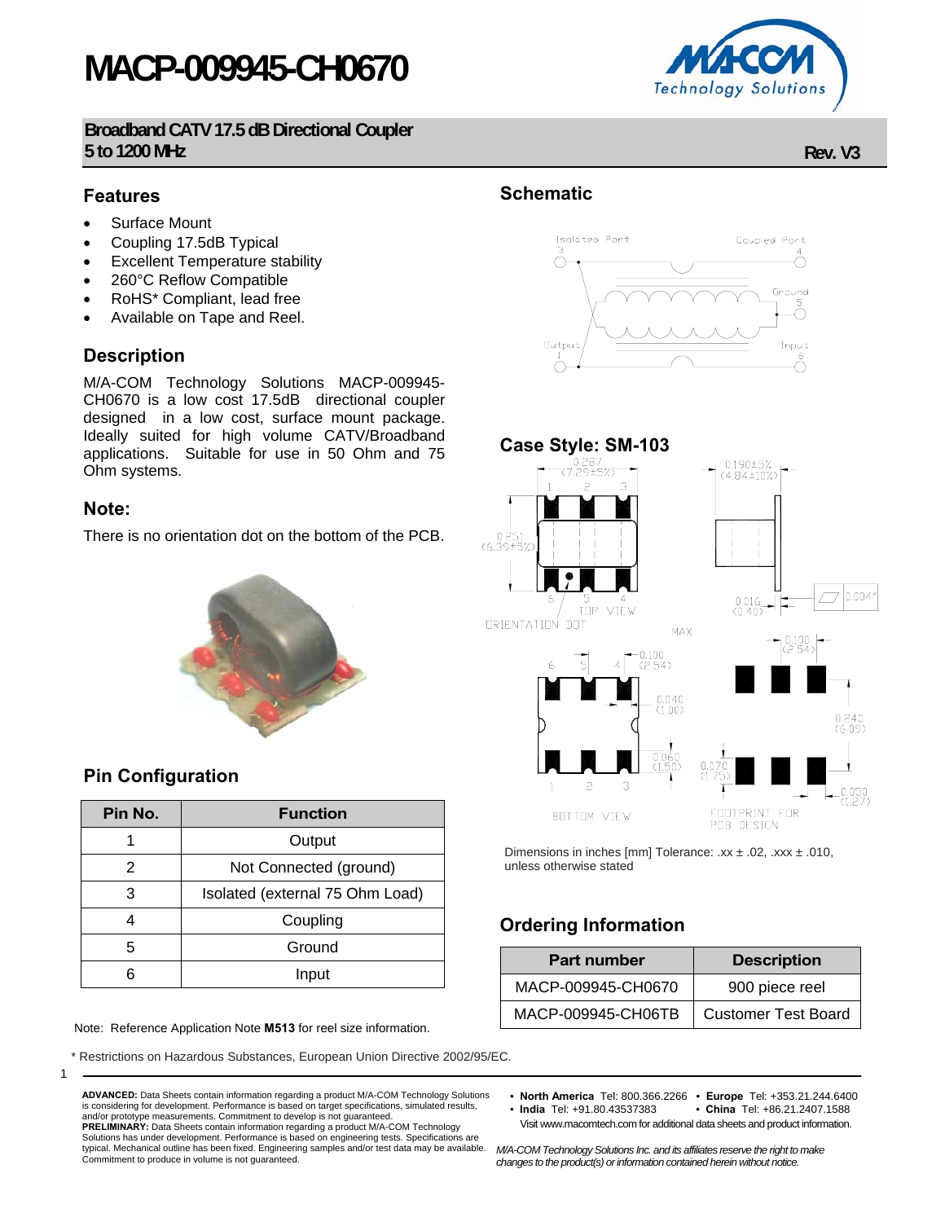# MACP-009945-CH0670

## Broadband CATV 17.5 dB Directional Coupler 5 to 1200 MHz

Rev. V3

## Features

- Surface Mount
- Coupling 17.5dB Typical
- Excellent Temperature stability
- 260°C Reflow Compatible
- RoHS* Compliant, lead free
- Available on Tape and Reel.

## Description

M/A-COM Technology Solutions MACP-009945-CH0670 is a low cost 17.5dB directional coupler designed in a low cost, surface mount package. Ideally suited for high volume CATV/Broadband applications. Suitable for use in 50 Ohm and 75 Ohm systems.

## Note:

There is no orientation dot on the bottom of the PCB.

## Schematic

## Case Style: SM-103

Dimensions in inches [mm] Tolerance: .xx ± .02, .xxx ± .010, unless otherwise stated

## Pin Configuration

| Pin No. | Function |
|---|---|
| 1 | Output |
| 2 | Not Connected (ground) |
| 3 | Isolated (external 75 Ohm Load) |
| 4 | Coupling |
| 5 | Ground |
| 6 | Input |

## Ordering Information

| Part number | Description |
|---|---|
| MACP-009945-CH0670 | 900 piece reel |
| MACP-009945-CH06TB | Customer Test Board |

Note: Reference Application Note **M513** for reel size information.

\* Restrictions on Hazardous Substances, European Union Directive 2002/95/EC.

**ADVANCED:** Data Sheets contain information regarding a product M/A-COM Technology Solutions is considering for development. Performance is based on target specifications, simulated results, and/or prototype measurements. Commitment to develop is not guaranteed.
**PRELIMINARY:** Data Sheets contain information regarding a product M/A-COM Technology Solutions has under development. Performance is based on engineering tests. Specifications are typical. Mechanical outline has been fixed. Engineering samples and/or test data may be available. Commitment to produce in volume is not guaranteed.

- **North America** Tel: 800.366.2266 • **Europe** Tel: +353.21.244.6400
- **India** Tel: +91.80.43537383 • **China** Tel: +86.21.2407.1588

Visit www.macomtech.com for additional data sheets and product information.

*M/A-COM Technology Solutions Inc. and its affiliates reserve the right to make changes to the product(s) or information contained herein without notice.*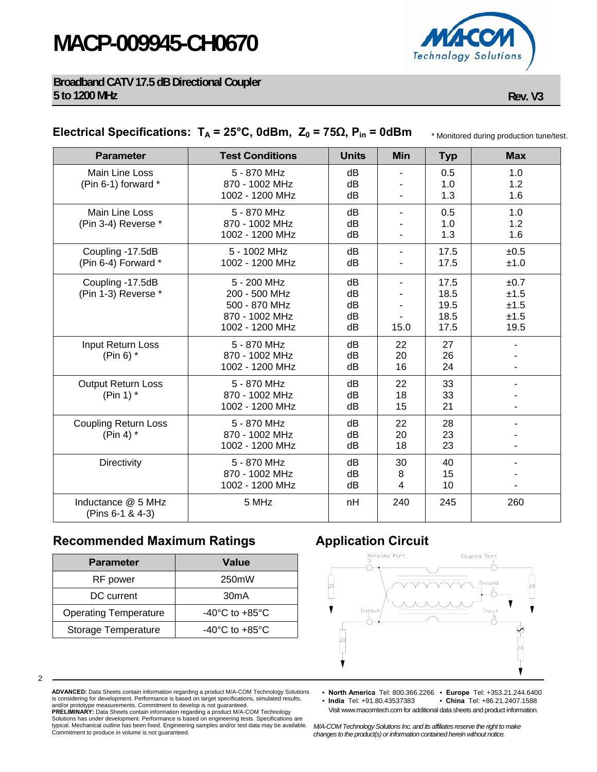# MACP-009945-CH0670

**Broadband CATV 17.5 dB Directional Coupler**
**5 to 1200 MHz**

**Rev. V3**

## Electrical Specifications: $T_A$ = 25°C, 0dBm, $Z_0$ = 75Ω, $P_{in}$ = 0dBm

\* Monitored during production tune/test.

| Parameter | Test Conditions | Units | Min | Typ | Max |
|---|---|---|---|---|---|
| Main Line Loss (Pin 6-1) forward * | 5 - 870 MHz<br>870 - 1002 MHz<br>1002 - 1200 MHz | dB<br>dB<br>dB | -<br>-<br>- | 0.5<br>1.0<br>1.3 | 1.0<br>1.2<br>1.6 |
| Main Line Loss (Pin 3-4) Reverse * | 5 - 870 MHz<br>870 - 1002 MHz<br>1002 - 1200 MHz | dB<br>dB<br>dB | -<br>-<br>- | 0.5<br>1.0<br>1.3 | 1.0<br>1.2<br>1.6 |
| Coupling -17.5dB (Pin 6-4) Forward * | 5 - 1002 MHz<br>1002 - 1200 MHz | dB<br>dB | -<br>- | 17.5<br>17.5 | ±0.5<br>±1.0 |
| Coupling -17.5dB (Pin 1-3) Reverse * | 5 - 200 MHz<br>200 - 500 MHz<br>500 - 870 MHz<br>870 - 1002 MHz<br>1002 - 1200 MHz | dB<br>dB<br>dB<br>dB<br>dB | -<br>-<br>-<br>-<br>15.0 | 17.5<br>18.5<br>19.5<br>18.5<br>17.5 | ±0.7<br>±1.5<br>±1.5<br>±1.5<br>19.5 |
| Input Return Loss (Pin 6) * | 5 - 870 MHz<br>870 - 1002 MHz<br>1002 - 1200 MHz | dB<br>dB<br>dB | 22<br>20<br>16 | 27<br>26<br>24 | -<br>-<br>- |
| Output Return Loss (Pin 1) * | 5 - 870 MHz<br>870 - 1002 MHz<br>1002 - 1200 MHz | dB<br>dB<br>dB | 22<br>18<br>15 | 33<br>33<br>21 | -<br>-<br>- |
| Coupling Return Loss (Pin 4) * | 5 - 870 MHz<br>870 - 1002 MHz<br>1002 - 1200 MHz | dB<br>dB<br>dB | 22<br>20<br>18 | 28<br>23<br>23 | -<br>-<br>- |
| Directivity | 5 - 870 MHz<br>870 - 1002 MHz<br>1002 - 1200 MHz | dB<br>dB<br>dB | 30<br>8<br>4 | 40<br>15<br>10 | -<br>-<br>- |
| Inductance @ 5 MHz (Pins 6-1 & 4-3) | 5 MHz | nH | 240 | 245 | 260 |

## Recommended Maximum Ratings

| Parameter | Value |
|---|---|
| RF power | 250mW |
| DC current | 30mA |
| Operating Temperature | -40°C to +85°C |
| Storage Temperature | -40°C to +85°C |

## Application Circuit

Isolated Port 3 · Coupled Port 4 · Ground 5 · Output 1 · Input 6 · Z0

**ADVANCED:** Data Sheets contain information regarding a product M/A-COM Technology Solutions is considering for development. Performance is based on target specifications, simulated results, and/or prototype measurements. Commitment to develop is not guaranteed.
**PRELIMINARY:** Data Sheets contain information regarding a product M/A-COM Technology Solutions has under development. Performance is based on engineering tests. Specifications are typical. Mechanical outline has been fixed. Engineering samples and/or test data may be available. Commitment to produce in volume is not guaranteed.

- **North America** Tel: 800.366.2266 • **Europe** Tel: +353.21.244.6400
- **India** Tel: +91.80.43537383 • **China** Tel: +86.21.2407.1588

Visit www.macomtech.com for additional data sheets and product information.

*M/A-COM Technology Solutions Inc. and its affiliates reserve the right to make changes to the product(s) or information contained herein without notice.*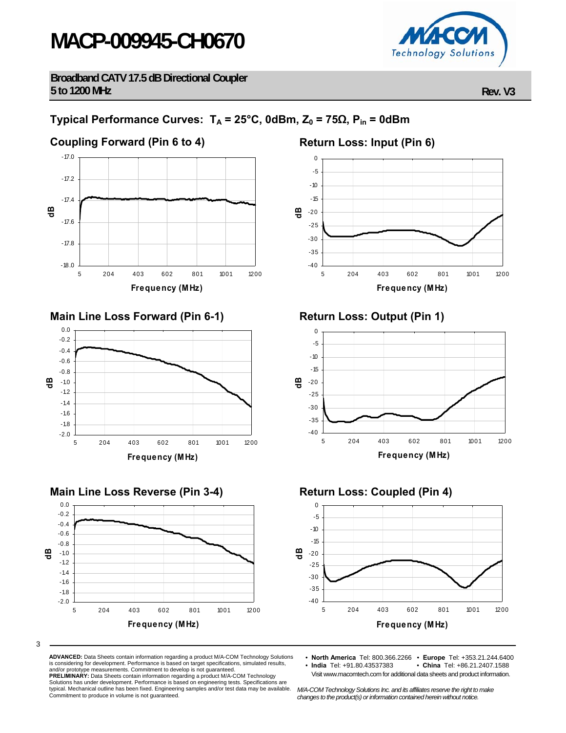# MACP-009945-CH0670

**Broadband CATV 17.5 dB Directional Coupler**
**5 to 1200 MHz**

Rev. V3

## Typical Performance Curves: $T_A$ = 25°C, 0dBm, $Z_0$ = 75Ω, $P_{in}$ = 0dBm

### Coupling Forward (Pin 6 to 4)

-17.0
-17.2
-17.4
-17.6
-17.8
-18.0
dB
5 204 403 602 801 1001 1200
Frequency (MHz)

### Return Loss: Input (Pin 6)

0
-5
-10
-15
-20
-25
-30
-35
-40
dB
5 204 403 602 801 1001 1200
Frequency (MHz)

### Main Line Loss Forward (Pin 6-1)

0.0
-0.2
-0.4
-0.6
-0.8
-1.0
-1.2
-1.4
-1.6
-1.8
-2.0
dB
5 204 403 602 801 1001 1200
Frequency (MHz)

### Return Loss: Output (Pin 1)

0
-5
-10
-15
-20
-25
-30
-35
-40
dB
5 204 403 602 801 1001 1200
Frequency (MHz)

### Main Line Loss Reverse (Pin 3-4)

0.0
-0.2
-0.4
-0.6
-0.8
-1.0
-1.2
-1.4
-1.6
-1.8
-2.0
dB
5 204 403 602 801 1001 1200
Frequency (MHz)

### Return Loss: Coupled (Pin 4)

0
-5
-10
-15
-20
-25
-30
-35
-40
dB
5 204 403 602 801 1001 1200
Frequency (MHz)

**ADVANCED:** Data Sheets contain information regarding a product M/A-COM Technology Solutions is considering for development. Performance is based on target specifications, simulated results, and/or prototype measurements. Commitment to develop is not guaranteed.
**PRELIMINARY:** Data Sheets contain information regarding a product M/A-COM Technology Solutions has under development. Performance is based on engineering tests. Specifications are typical. Mechanical outline has been fixed. Engineering samples and/or test data may be available. Commitment to produce in volume is not guaranteed.

- **North America** Tel: 800.366.2266
- **Europe** Tel: +353.21.244.6400
- **India** Tel: +91.80.43537383
- **China** Tel: +86.21.2407.1588

Visit www.macomtech.com for additional data sheets and product information.

*M/A-COM Technology Solutions Inc. and its affiliates reserve the right to make changes to the product(s) or information contained herein without notice.*